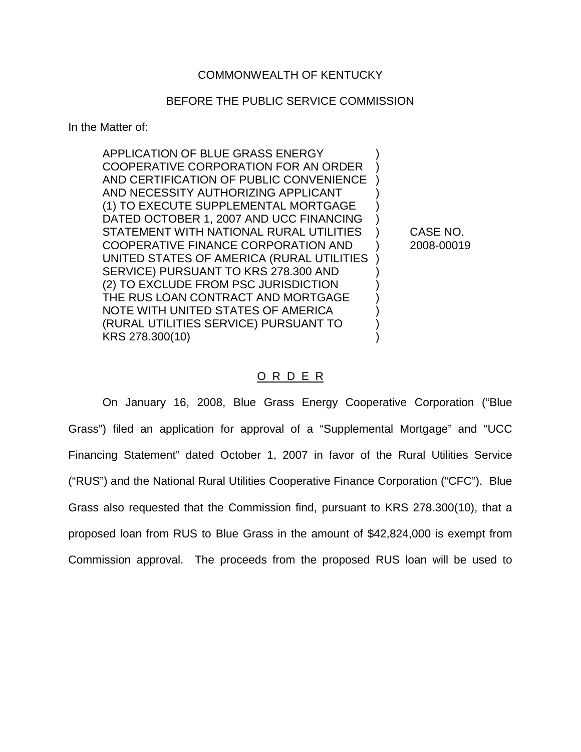COMMONWEALTH OF KENTUCKY

BEFORE THE PUBLIC SERVICE COMMISSION

In the Matter of:

| | | |
|---|---|---|
| APPLICATION OF BLUE GRASS ENERGY COOPERATIVE CORPORATION FOR AN ORDER AND CERTIFICATION OF PUBLIC CONVENIENCE AND NECESSITY AUTHORIZING APPLICANT (1) TO EXECUTE SUPPLEMENTAL MORTGAGE DATED OCTOBER 1, 2007 AND UCC FINANCING STATEMENT WITH NATIONAL RURAL UTILITIES COOPERATIVE FINANCE CORPORATION AND UNITED STATES OF AMERICA (RURAL UTILITIES SERVICE) PURSUANT TO KRS 278.300 AND (2) TO EXCLUDE FROM PSC JURISDICTION THE RUS LOAN CONTRACT AND MORTGAGE NOTE WITH UNITED STATES OF AMERICA (RURAL UTILITIES SERVICE) PURSUANT TO KRS 278.300(10) | ) | CASE NO. 2008-00019 |

## O R D E R

On January 16, 2008, Blue Grass Energy Cooperative Corporation ("Blue Grass") filed an application for approval of a "Supplemental Mortgage" and "UCC Financing Statement" dated October 1, 2007 in favor of the Rural Utilities Service ("RUS") and the National Rural Utilities Cooperative Finance Corporation ("CFC"). Blue Grass also requested that the Commission find, pursuant to KRS 278.300(10), that a proposed loan from RUS to Blue Grass in the amount of $42,824,000 is exempt from Commission approval. The proceeds from the proposed RUS loan will be used to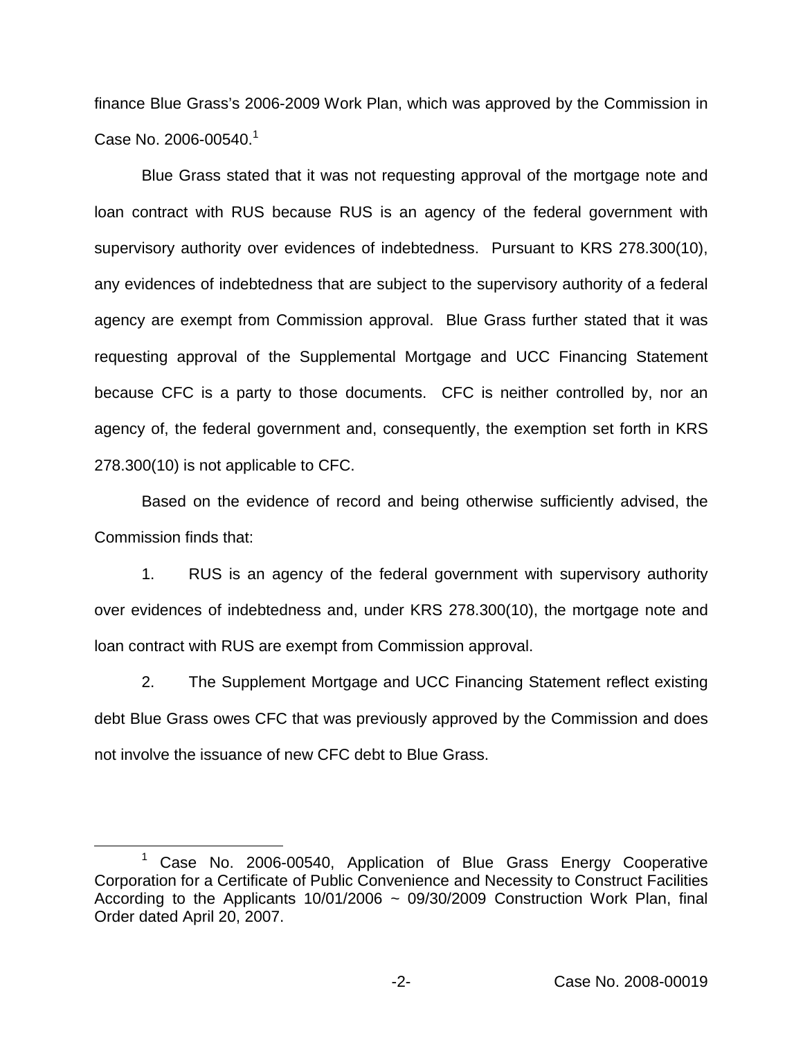finance Blue Grass's 2006-2009 Work Plan, which was approved by the Commission in Case No. 2006-00540.[1]

Blue Grass stated that it was not requesting approval of the mortgage note and loan contract with RUS because RUS is an agency of the federal government with supervisory authority over evidences of indebtedness. Pursuant to KRS 278.300(10), any evidences of indebtedness that are subject to the supervisory authority of a federal agency are exempt from Commission approval. Blue Grass further stated that it was requesting approval of the Supplemental Mortgage and UCC Financing Statement because CFC is a party to those documents. CFC is neither controlled by, nor an agency of, the federal government and, consequently, the exemption set forth in KRS 278.300(10) is not applicable to CFC.

Based on the evidence of record and being otherwise sufficiently advised, the Commission finds that:

1. RUS is an agency of the federal government with supervisory authority over evidences of indebtedness and, under KRS 278.300(10), the mortgage note and loan contract with RUS are exempt from Commission approval.

2. The Supplement Mortgage and UCC Financing Statement reflect existing debt Blue Grass owes CFC that was previously approved by the Commission and does not involve the issuance of new CFC debt to Blue Grass.

[1] Case No. 2006-00540, Application of Blue Grass Energy Cooperative Corporation for a Certificate of Public Convenience and Necessity to Construct Facilities According to the Applicants 10/01/2006 ~ 09/30/2009 Construction Work Plan, final Order dated April 20, 2007.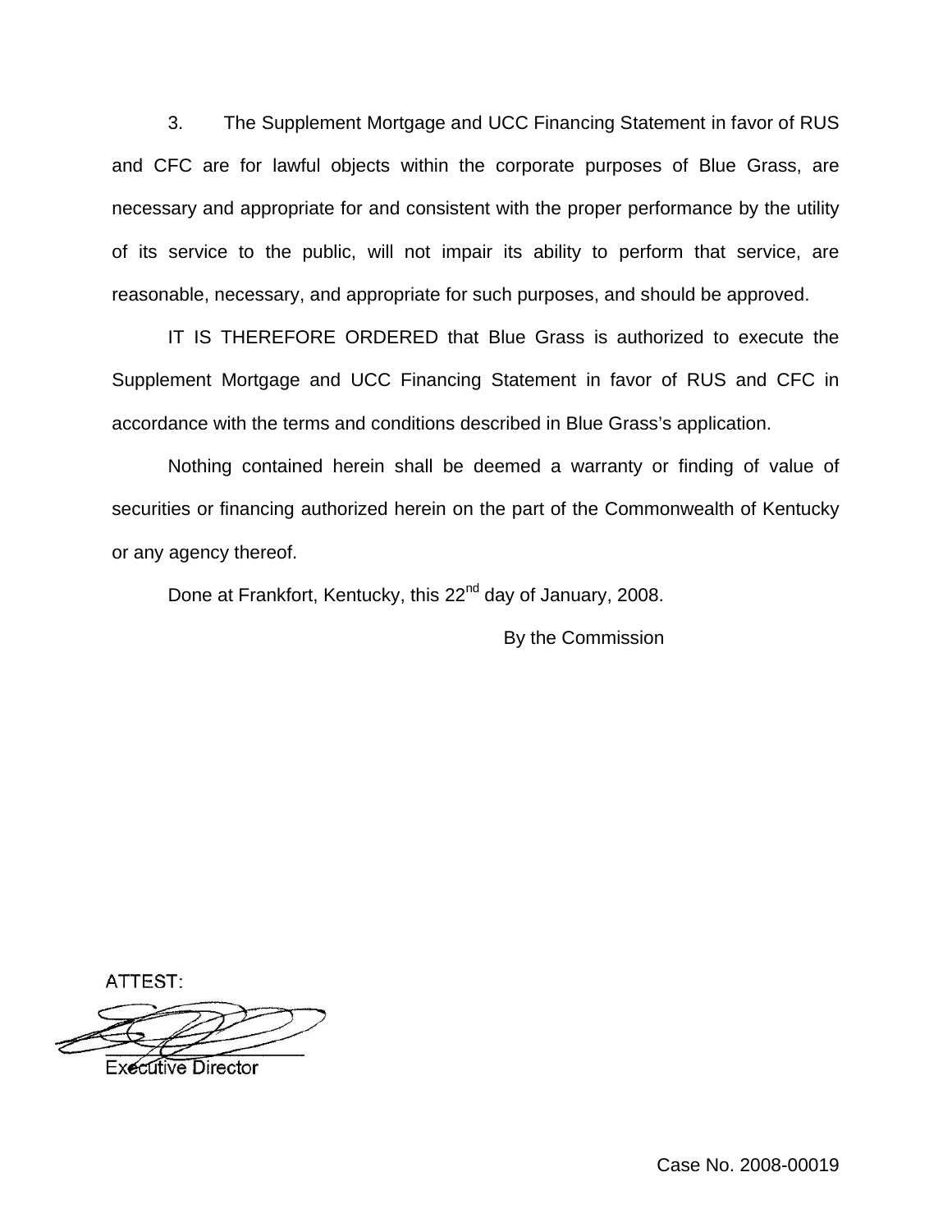3. The Supplement Mortgage and UCC Financing Statement in favor of RUS and CFC are for lawful objects within the corporate purposes of Blue Grass, are necessary and appropriate for and consistent with the proper performance by the utility of its service to the public, will not impair its ability to perform that service, are reasonable, necessary, and appropriate for such purposes, and should be approved.

IT IS THEREFORE ORDERED that Blue Grass is authorized to execute the Supplement Mortgage and UCC Financing Statement in favor of RUS and CFC in accordance with the terms and conditions described in Blue Grass's application.

Nothing contained herein shall be deemed a warranty or finding of value of securities or financing authorized herein on the part of the Commonwealth of Kentucky or any agency thereof.

Done at Frankfort, Kentucky, this 22nd day of January, 2008.

By the Commission

ATTEST:

Executive Director

Case No. 2008-00019